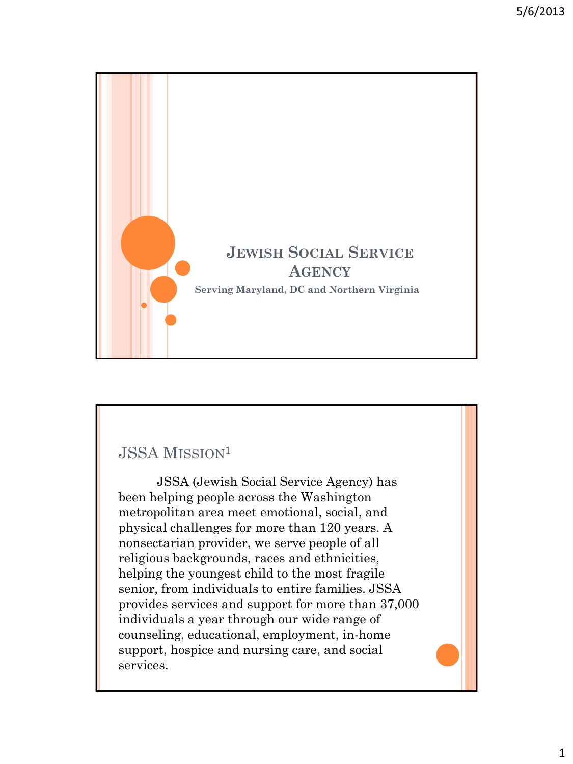# Jewish Social Service Agency

**Serving Maryland, DC and Northern Virginia**

## JSSA Mission[1]

JSSA (Jewish Social Service Agency) has been helping people across the Washington metropolitan area meet emotional, social, and physical challenges for more than 120 years. A nonsectarian provider, we serve people of all religious backgrounds, races and ethnicities, helping the youngest child to the most fragile senior, from individuals to entire families. JSSA provides services and support for more than 37,000 individuals a year through our wide range of counseling, educational, employment, in-home support, hospice and nursing care, and social services.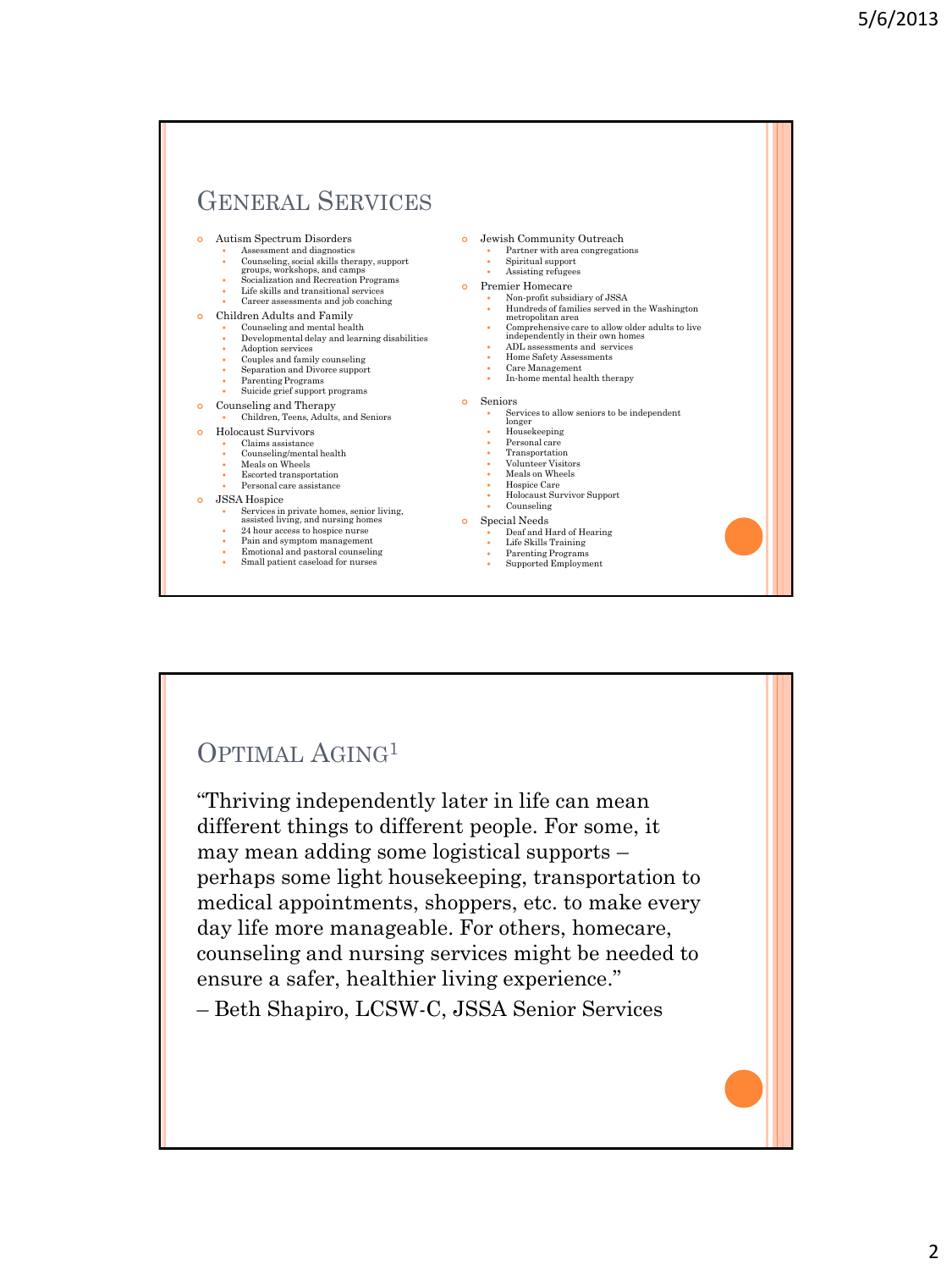## General Services

- Autism Spectrum Disorders
  - Assessment and diagnostics
  - Counseling, social skills therapy, support groups, workshops, and camps
  - Socialization and Recreation Programs
  - Life skills and transitional services
  - Career assessments and job coaching
- Children Adults and Family
  - Counseling and mental health
  - Developmental delay and learning disabilities
  - Adoption services
  - Couples and family counseling
  - Separation and Divorce support
  - Parenting Programs
  - Suicide grief support programs
- Counseling and Therapy
  - Children, Teens, Adults, and Seniors
- Holocaust Survivors
  - Claims assistance
  - Counseling/mental health
  - Meals on Wheels
  - Escorted transportation
  - Personal care assistance
- JSSA Hospice
  - Services in private homes, senior living, assisted living, and nursing homes
  - 24 hour access to hospice nurse
  - Pain and symptom management
  - Emotional and pastoral counseling
  - Small patient caseload for nurses
- Jewish Community Outreach
  - Partner with area congregations
  - Spiritual support
  - Assisting refugees
- Premier Homecare
  - Non-profit subsidiary of JSSA
  - Hundreds of families served in the Washington metropolitan area
  - Comprehensive care to allow older adults to live independently in their own homes
  - ADL assessments and services
  - Home Safety Assessments
  - Care Management
  - In-home mental health therapy
- Seniors
  - Services to allow seniors to be independent longer
  - Housekeeping
  - Personal care
  - Transportation
  - Volunteer Visitors
  - Meals on Wheels
  - Hospice Care
  - Holocaust Survivor Support
  - Counseling
- Special Needs
  - Deaf and Hard of Hearing
  - Life Skills Training
  - Parenting Programs
  - Supported Employment

## Optimal Aging[1]

"Thriving independently later in life can mean different things to different people. For some, it may mean adding some logistical supports – perhaps some light housekeeping, transportation to medical appointments, shoppers, etc. to make every day life more manageable. For others, homecare, counseling and nursing services might be needed to ensure a safer, healthier living experience."

– Beth Shapiro, LCSW-C, JSSA Senior Services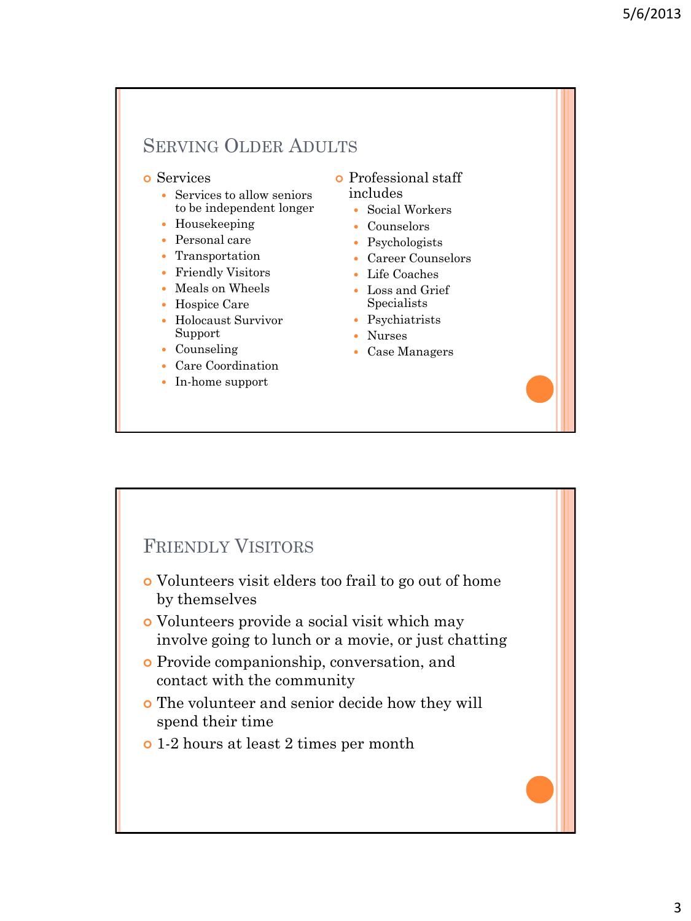## Serving Older Adults

- Services
  - Services to allow seniors to be independent longer
  - Housekeeping
  - Personal care
  - Transportation
  - Friendly Visitors
  - Meals on Wheels
  - Hospice Care
  - Holocaust Survivor Support
  - Counseling
  - Care Coordination
  - In-home support
- Professional staff includes
  - Social Workers
  - Counselors
  - Psychologists
  - Career Counselors
  - Life Coaches
  - Loss and Grief Specialists
  - Psychiatrists
  - Nurses
  - Case Managers

## Friendly Visitors

- Volunteers visit elders too frail to go out of home by themselves
- Volunteers provide a social visit which may involve going to lunch or a movie, or just chatting
- Provide companionship, conversation, and contact with the community
- The volunteer and senior decide how they will spend their time
- 1-2 hours at least 2 times per month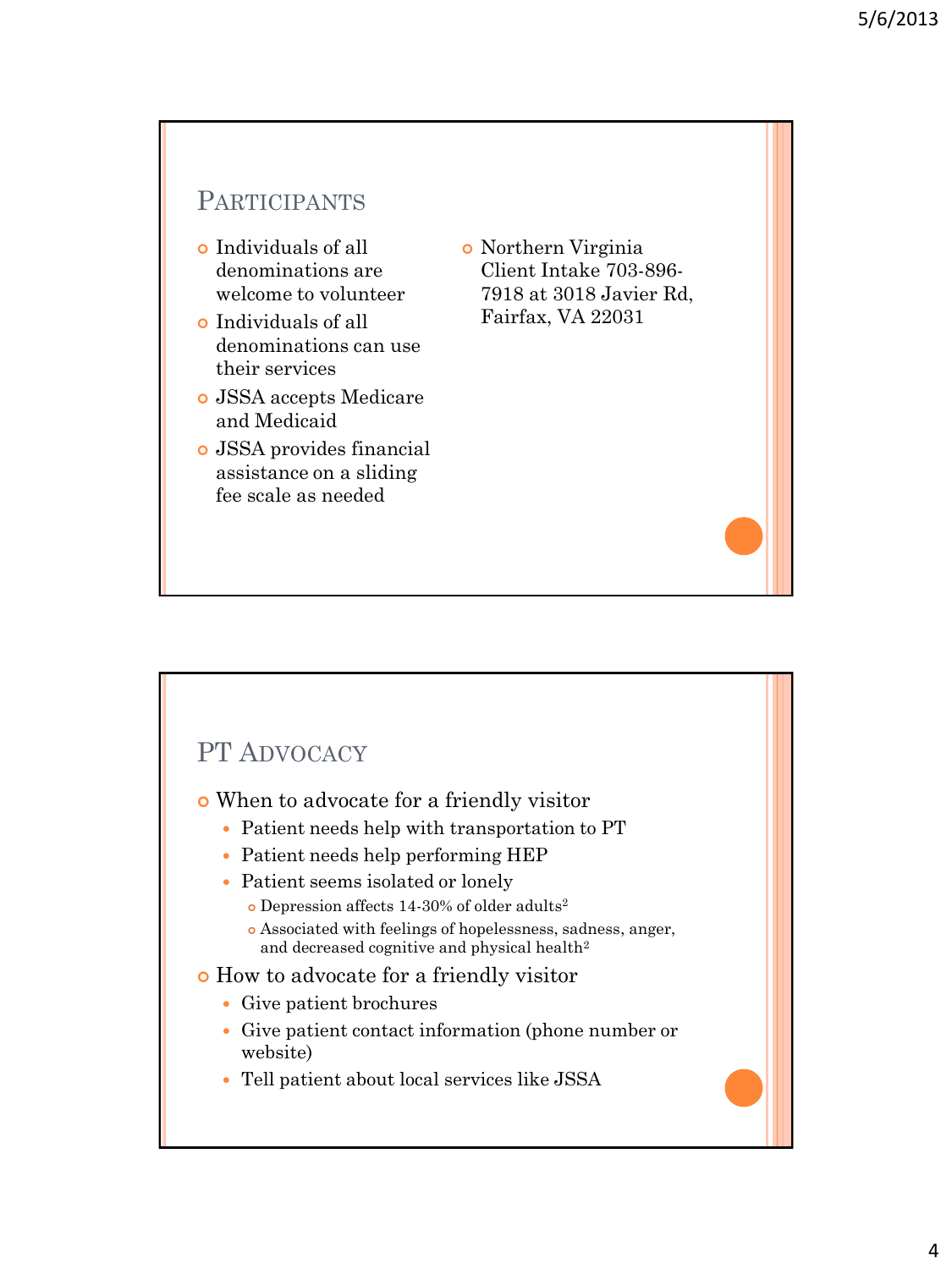## Participants

- Individuals of all denominations are welcome to volunteer
- Individuals of all denominations can use their services
- JSSA accepts Medicare and Medicaid
- JSSA provides financial assistance on a sliding fee scale as needed
- Northern Virginia Client Intake 703-896-7918 at 3018 Javier Rd, Fairfax, VA 22031

## PT Advocacy

- When to advocate for a friendly visitor
  - Patient needs help with transportation to PT
  - Patient needs help performing HEP
  - Patient seems isolated or lonely
    - Depression affects 14-30% of older adults[2]
    - Associated with feelings of hopelessness, sadness, anger, and decreased cognitive and physical health[2]
- How to advocate for a friendly visitor
  - Give patient brochures
  - Give patient contact information (phone number or website)
  - Tell patient about local services like JSSA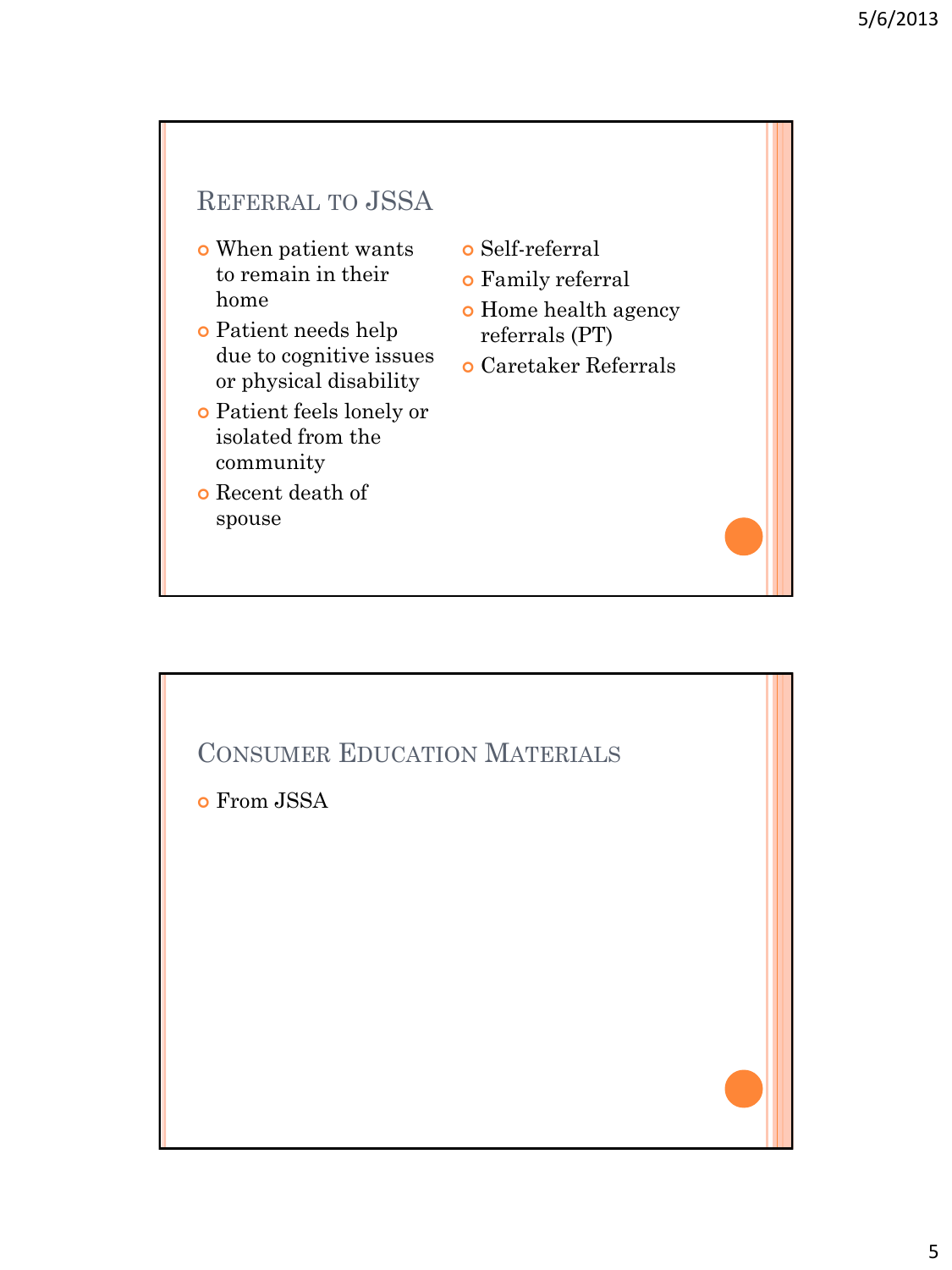## Referral to JSSA

- When patient wants to remain in their home
- Patient needs help due to cognitive issues or physical disability
- Patient feels lonely or isolated from the community
- Recent death of spouse
- Self-referral
- Family referral
- Home health agency referrals (PT)
- Caretaker Referrals

## Consumer Education Materials

- From JSSA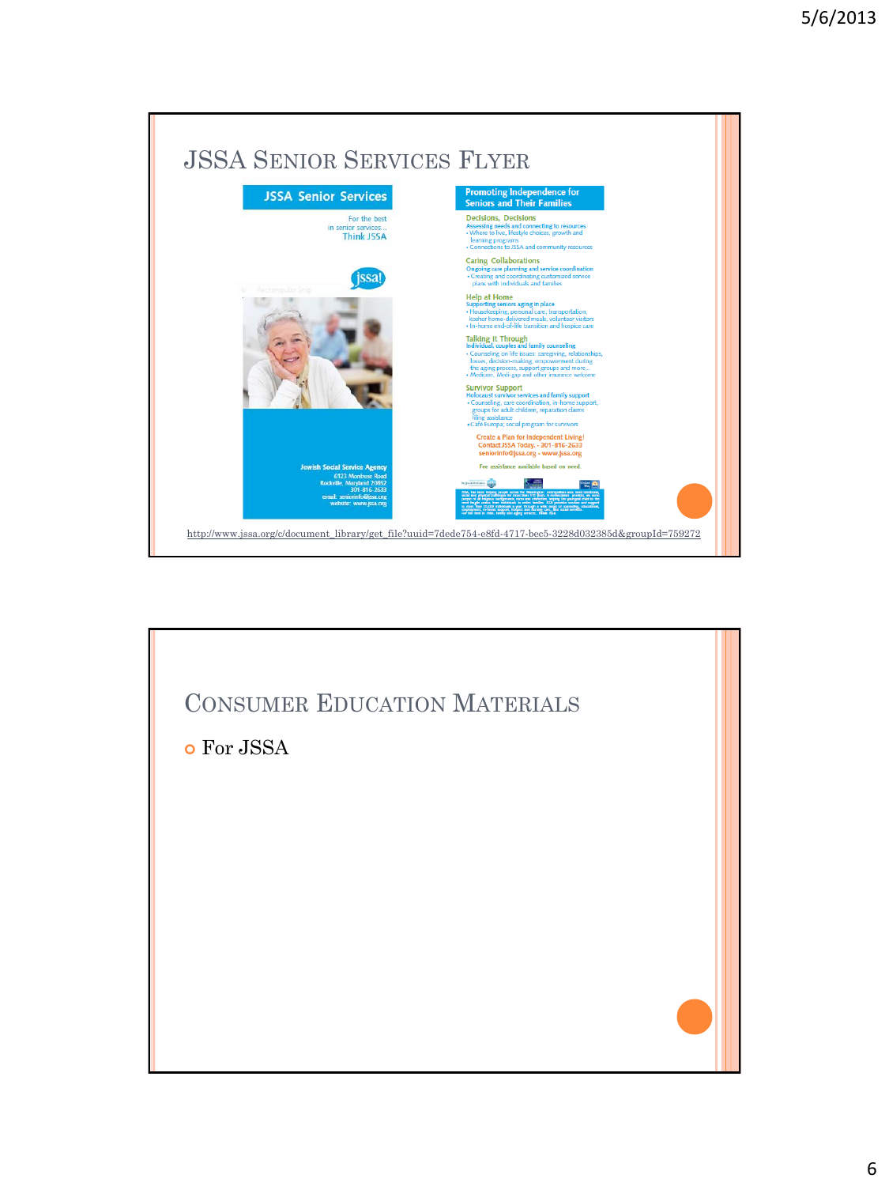## JSSA Senior Services Flyer

**JSSA Senior Services**

For the best in senior services... Think JSSA

jssa!

Jewish Social Service Agency
6123 Montrose Road
Rockville, Maryland 20852
301-816-2633
email: seniorinfo@jssa.org
website: www.jssa.org

**Promoting Independence for Seniors and Their Families**

**Decisions, Decisions**
Assessing needs and connecting to resources
- Where to live, lifestyle choices, growth and learning programs
- Connections to JSSA and community resources

**Caring Collaborations**
Ongoing care planning and service coordination
- Creating and coordinating customized service plans with individuals and families

**Help at Home**
Supporting seniors aging in place
- Housekeeping, personal care, transportation, kosher home-delivered meals, volunteer visitors
- In-home end-of-life transition and hospice care

**Talking it Through**
Individual, couples and family counseling
- Counseling on life issues: caregiving, relationships, losses, decision-making, empowerment during the aging process, support groups and more...
- Medicare, Medi-gap and other insurance welcome

**Survivor Support**
Holocaust survivor services and family support
- Counseling, care coordination, in-home support, groups for adult children, reparation claims filing assistance
- Café Europa; social program for survivors

Create a Plan for Independent Living!
Contact JSSA Today. - 301-816-2633
seniorinfo@jssa.org - www.jssa.org

Fee assistance available based on need.

http://www.jssa.org/c/document_library/get_file?uuid=7dede754-e8fd-4717-bec5-3228d032385d&groupId=759272

## Consumer Education Materials

- For JSSA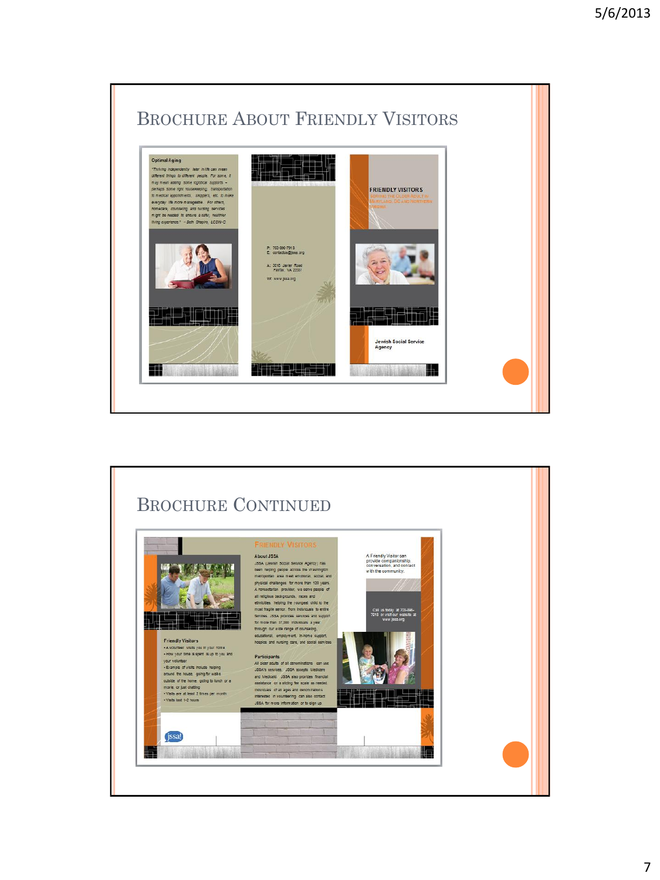## Brochure About Friendly Visitors

Optimal Aging

"Thriving independently later in life can mean different things to different people. For some, it may mean adding some logistical supports – perhaps some light housekeeping, transportation to medical appointments, shoppers, etc. to make everyday life more manageable. For others, homecare, counseling and nursing services might be needed to ensure a safe, healthier living experience." – Beth Shapiro, LCSW-C

P: 703-896-7918
E: contactus@jssa.org

A: 3018 Javier Road
Fairfax, VA 22031

W: www.jssa.org

FRIENDLY VISITORS

SERVING THE OLDER ADULT IN MARYLAND, DC AND NORTHERN VIRGINIA

Jewish Social Service Agency

## Brochure Continued

Friendly Visitors

- A volunteer visits you in your home
- How your time is spent is up to you and your volunteer
- Example of visits include helping around the house, going for walks outside of the home, going to lunch or a movie, or just chatting
- Visits are at least 2 times per month
- Visits last 1-2 hours

jssa!

FRIENDLY VISITORS

About JSSA

JSSA (Jewish Social Service Agency) has been helping people across the Washington metropolitan area meet emotional, social, and physical challenges for more than 120 years. A nonsectarian provider, we serve people of all religious backgrounds, races and ethnicities. Helping the youngest child to the most fragile senior, from individuals to entire families, JSSA provides services and support for more than 31,000 individuals a year through our wide range of counseling, educational, employment, in-home support, hospice and nursing care, and social services.

Participants

All older adults of all denominations can use JSSA's services. JSSA accepts Medicare and Medicaid. JSSA also provides financial assistance on a sliding fee scale as needed. Individuals of all ages and denominations interested in volunteering can also contact JSSA for more information or to sign up.

A Friendly Visitor can provide companionship, conversation, and contact with the community.

Call us today at 703-896-7918 or visit our website at www.jssa.org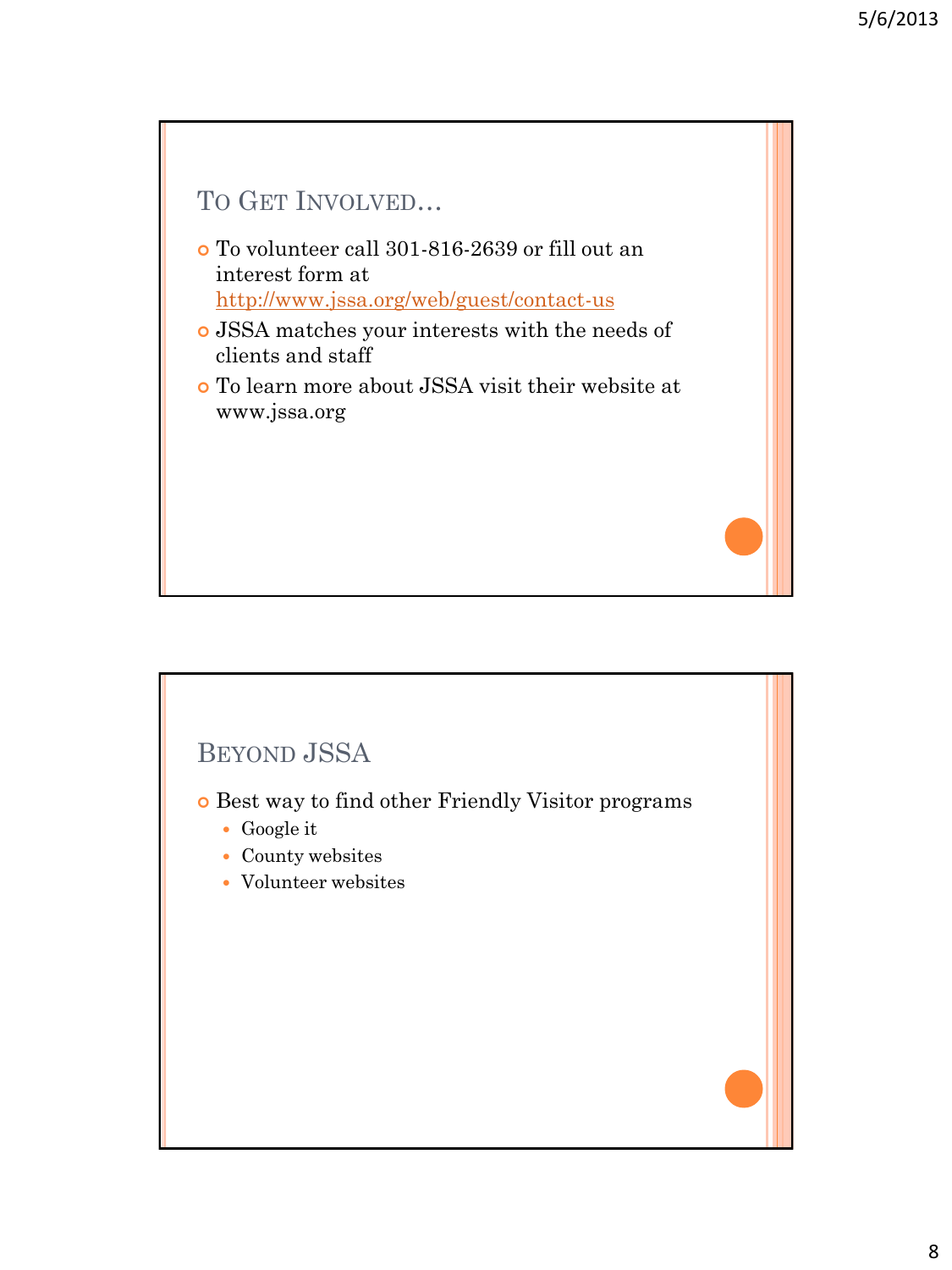## To Get Involved…

- To volunteer call 301-816-2639 or fill out an interest form at http://www.jssa.org/web/guest/contact-us
- JSSA matches your interests with the needs of clients and staff
- To learn more about JSSA visit their website at www.jssa.org

## Beyond JSSA

- Best way to find other Friendly Visitor programs
  - Google it
  - County websites
  - Volunteer websites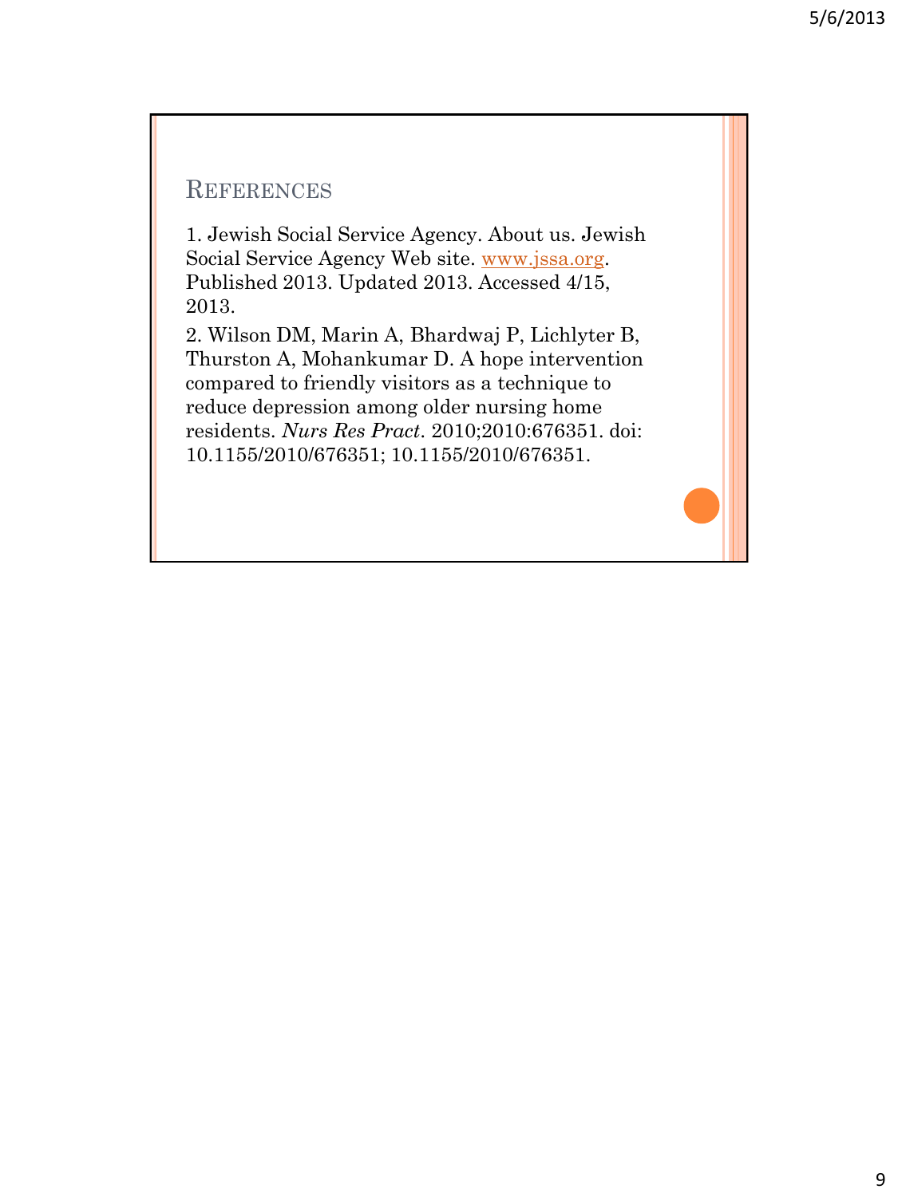## References

1. Jewish Social Service Agency. About us. Jewish Social Service Agency Web site. www.jssa.org. Published 2013. Updated 2013. Accessed 4/15, 2013.

2. Wilson DM, Marin A, Bhardwaj P, Lichlyter B, Thurston A, Mohankumar D. A hope intervention compared to friendly visitors as a technique to reduce depression among older nursing home residents. *Nurs Res Pract*. 2010;2010:676351. doi: 10.1155/2010/676351; 10.1155/2010/676351.